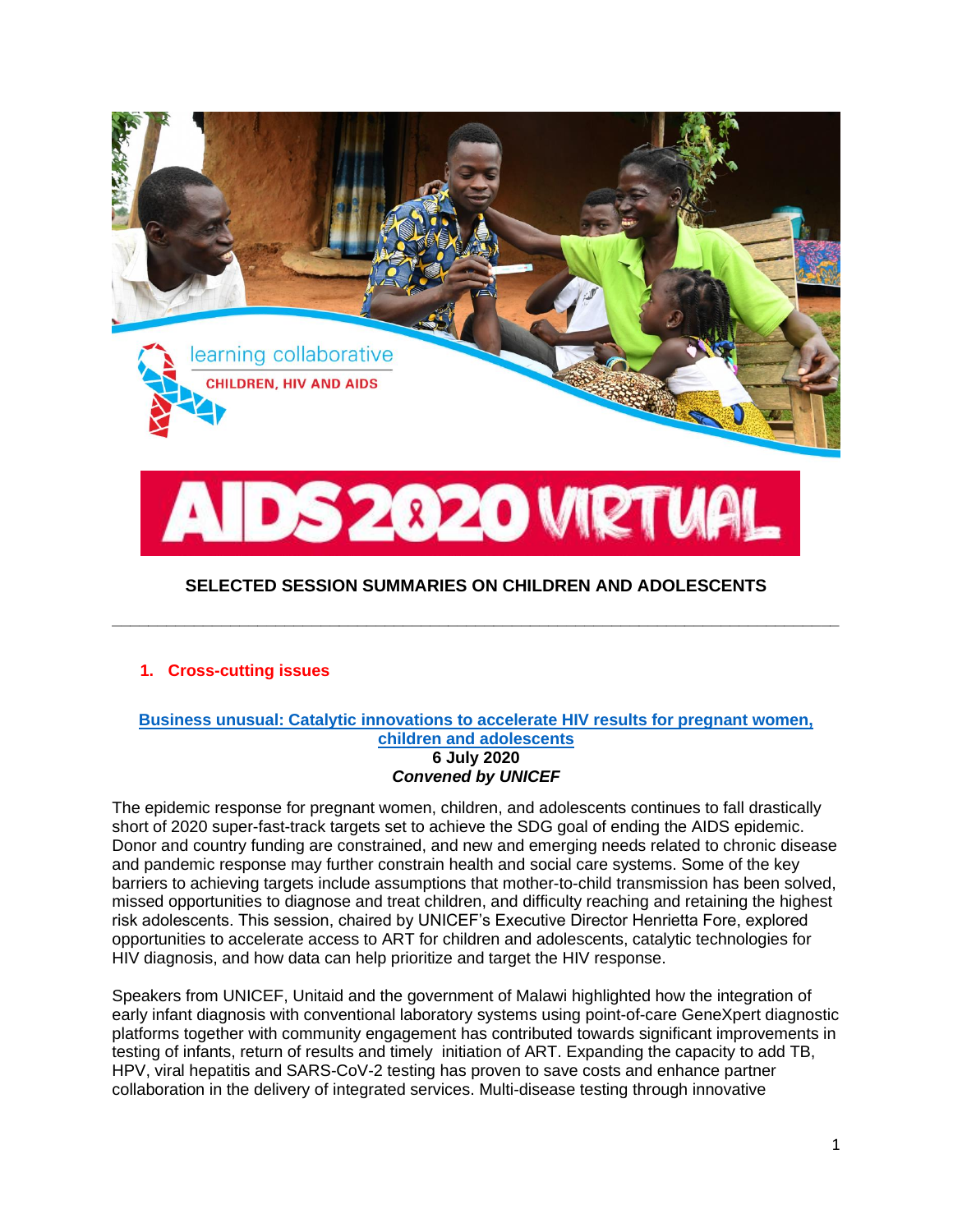learning collaborative

CHILDREN, HIV AND AIDS

AIDS 2020 VIRTUAL

## SELECTED SESSION SUMMARIES ON CHILDREN AND ADOLESCENTS

---

### 1. Cross-cutting issues

**Business unusual: Catalytic innovations to accelerate HIV results for pregnant women, children and adolescents**
**6 July 2020**
***Convened by UNICEF***

The epidemic response for pregnant women, children, and adolescents continues to fall drastically short of 2020 super-fast-track targets set to achieve the SDG goal of ending the AIDS epidemic. Donor and country funding are constrained, and new and emerging needs related to chronic disease and pandemic response may further constrain health and social care systems. Some of the key barriers to achieving targets include assumptions that mother-to-child transmission has been solved, missed opportunities to diagnose and treat children, and difficulty reaching and retaining the highest risk adolescents. This session, chaired by UNICEF's Executive Director Henrietta Fore, explored opportunities to accelerate access to ART for children and adolescents, catalytic technologies for HIV diagnosis, and how data can help prioritize and target the HIV response.

Speakers from UNICEF, Unitaid and the government of Malawi highlighted how the integration of early infant diagnosis with conventional laboratory systems using point-of-care GeneXpert diagnostic platforms together with community engagement has contributed towards significant improvements in testing of infants, return of results and timely initiation of ART. Expanding the capacity to add TB, HPV, viral hepatitis and SARS-CoV-2 testing has proven to save costs and enhance partner collaboration in the delivery of integrated services. Multi-disease testing through innovative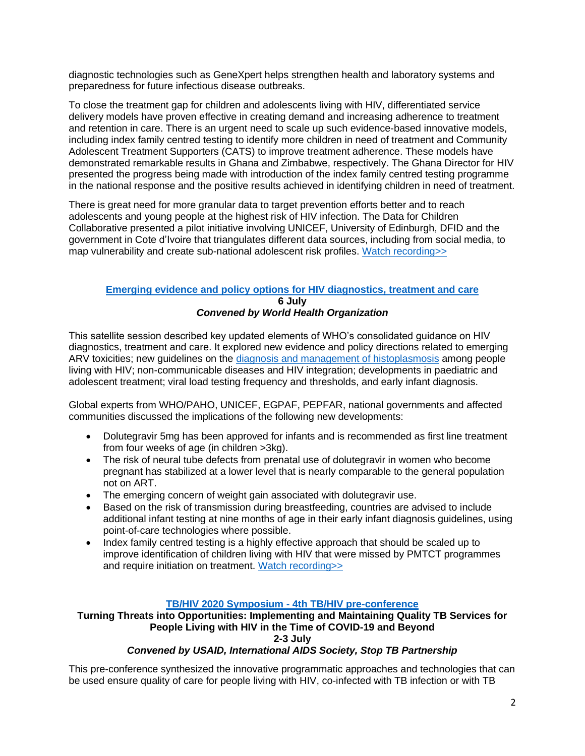diagnostic technologies such as GeneXpert helps strengthen health and laboratory systems and preparedness for future infectious disease outbreaks.

To close the treatment gap for children and adolescents living with HIV, differentiated service delivery models have proven effective in creating demand and increasing adherence to treatment and retention in care. There is an urgent need to scale up such evidence-based innovative models, including index family centred testing to identify more children in need of treatment and Community Adolescent Treatment Supporters (CATS) to improve treatment adherence. These models have demonstrated remarkable results in Ghana and Zimbabwe, respectively. The Ghana Director for HIV presented the progress being made with introduction of the index family centred testing programme in the national response and the positive results achieved in identifying children in need of treatment.

There is great need for more granular data to target prevention efforts better and to reach adolescents and young people at the highest risk of HIV infection. The Data for Children Collaborative presented a pilot initiative involving UNICEF, University of Edinburgh, DFID and the government in Cote d'Ivoire that triangulates different data sources, including from social media, to map vulnerability and create sub-national adolescent risk profiles. [Watch recording>>]

### [Emerging evidence and policy options for HIV diagnostics, treatment and care]

**6 July**

***Convened by World Health Organization***

This satellite session described key updated elements of WHO's consolidated guidance on HIV diagnostics, treatment and care. It explored new evidence and policy directions related to emerging ARV toxicities; new guidelines on the [diagnosis and management of histoplasmosis] among people living with HIV; non-communicable diseases and HIV integration; developments in paediatric and adolescent treatment; viral load testing frequency and thresholds, and early infant diagnosis.

Global experts from WHO/PAHO, UNICEF, EGPAF, PEPFAR, national governments and affected communities discussed the implications of the following new developments:

- Dolutegravir 5mg has been approved for infants and is recommended as first line treatment from four weeks of age (in children >3kg).
- The risk of neural tube defects from prenatal use of dolutegravir in women who become pregnant has stabilized at a lower level that is nearly comparable to the general population not on ART.
- The emerging concern of weight gain associated with dolutegravir use.
- Based on the risk of transmission during breastfeeding, countries are advised to include additional infant testing at nine months of age in their early infant diagnosis guidelines, using point-of-care technologies where possible.
- Index family centred testing is a highly effective approach that should be scaled up to improve identification of children living with HIV that were missed by PMTCT programmes and require initiation on treatment. [Watch recording>>]

### [TB/HIV 2020 Symposium - 4th TB/HIV pre-conference]

**Turning Threats into Opportunities: Implementing and Maintaining Quality TB Services for People Living with HIV in the Time of COVID-19 and Beyond**

**2-3 July**

***Convened by USAID, International AIDS Society, Stop TB Partnership***

This pre-conference synthesized the innovative programmatic approaches and technologies that can be used ensure quality of care for people living with HIV, co-infected with TB infection or with TB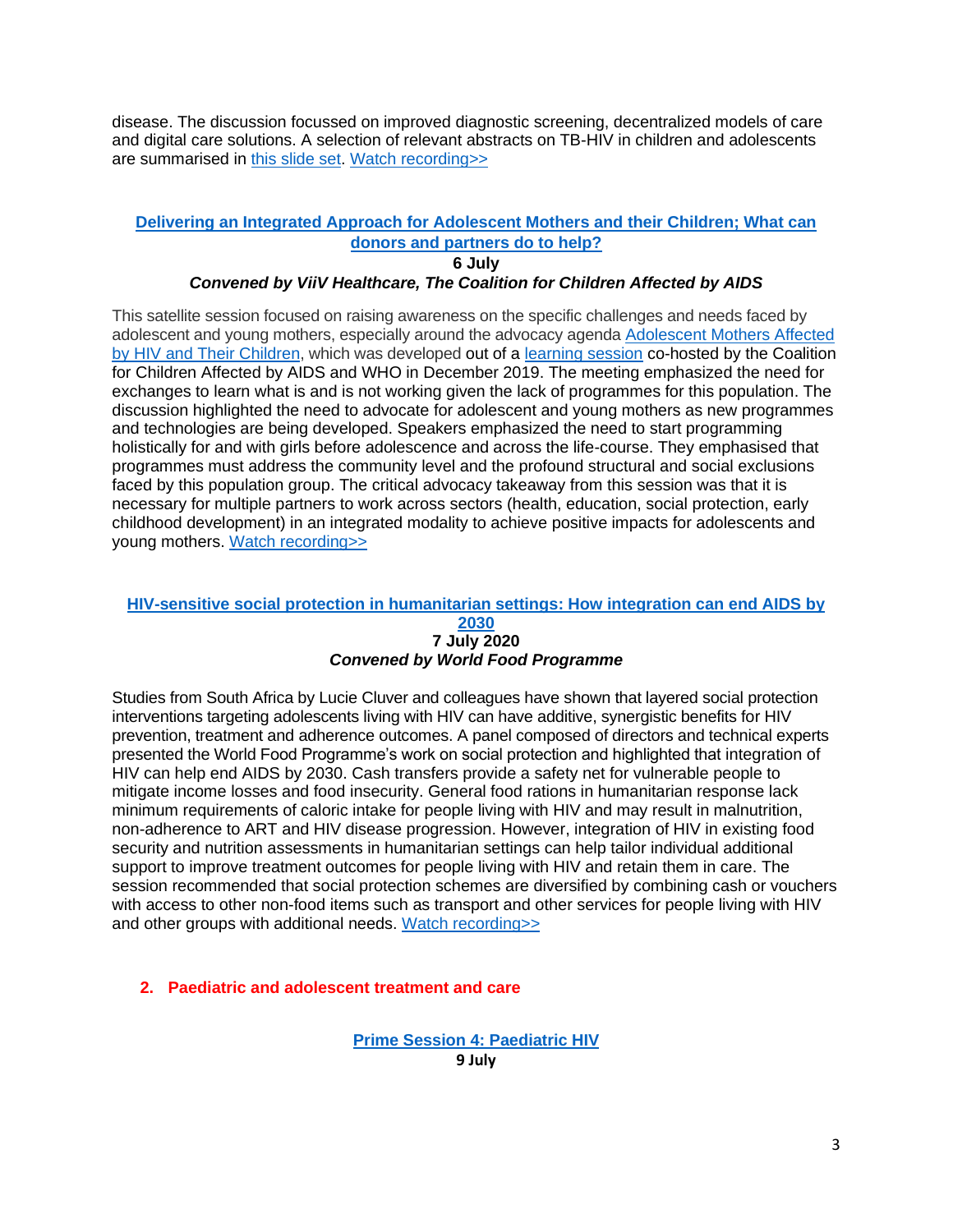disease. The discussion focussed on improved diagnostic screening, decentralized models of care and digital care solutions. A selection of relevant abstracts on TB-HIV in children and adolescents are summarised in this slide set. Watch recording>>

### Delivering an Integrated Approach for Adolescent Mothers and their Children; What can donors and partners do to help?

**6 July**

***Convened by ViiV Healthcare, The Coalition for Children Affected by AIDS***

This satellite session focused on raising awareness on the specific challenges and needs faced by adolescent and young mothers, especially around the advocacy agenda Adolescent Mothers Affected by HIV and Their Children, which was developed out of a learning session co-hosted by the Coalition for Children Affected by AIDS and WHO in December 2019. The meeting emphasized the need for exchanges to learn what is and is not working given the lack of programmes for this population. The discussion highlighted the need to advocate for adolescent and young mothers as new programmes and technologies are being developed. Speakers emphasized the need to start programming holistically for and with girls before adolescence and across the life-course. They emphasised that programmes must address the community level and the profound structural and social exclusions faced by this population group. The critical advocacy takeaway from this session was that it is necessary for multiple partners to work across sectors (health, education, social protection, early childhood development) in an integrated modality to achieve positive impacts for adolescents and young mothers. Watch recording>>

### HIV-sensitive social protection in humanitarian settings: How integration can end AIDS by 2030

**7 July 2020**

***Convened by World Food Programme***

Studies from South Africa by Lucie Cluver and colleagues have shown that layered social protection interventions targeting adolescents living with HIV can have additive, synergistic benefits for HIV prevention, treatment and adherence outcomes. A panel composed of directors and technical experts presented the World Food Programme's work on social protection and highlighted that integration of HIV can help end AIDS by 2030. Cash transfers provide a safety net for vulnerable people to mitigate income losses and food insecurity. General food rations in humanitarian response lack minimum requirements of caloric intake for people living with HIV and may result in malnutrition, non-adherence to ART and HIV disease progression. However, integration of HIV in existing food security and nutrition assessments in humanitarian settings can help tailor individual additional support to improve treatment outcomes for people living with HIV and retain them in care. The session recommended that social protection schemes are diversified by combining cash or vouchers with access to other non-food items such as transport and other services for people living with HIV and other groups with additional needs. Watch recording>>

## 2. Paediatric and adolescent treatment and care

### Prime Session 4: Paediatric HIV

**9 July**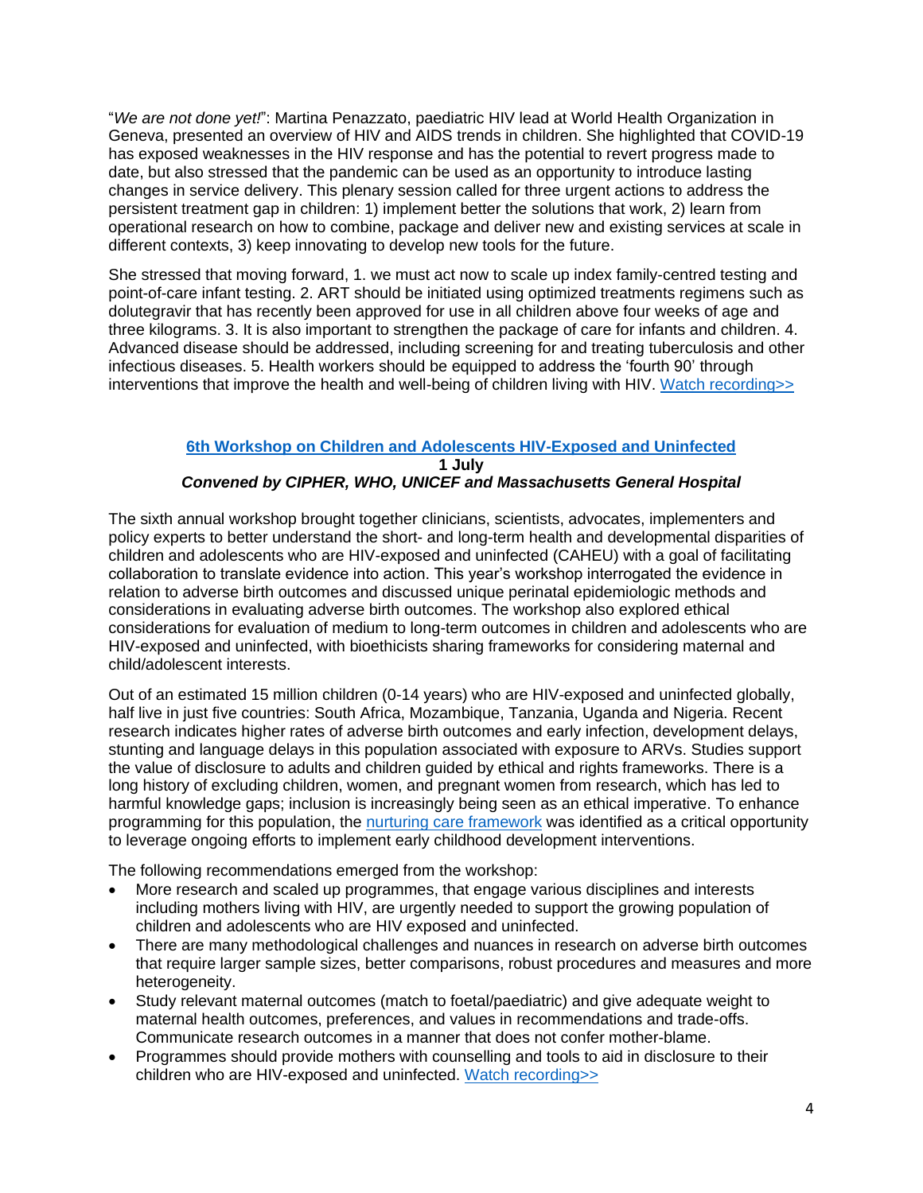"*We are not done yet!*": Martina Penazzato, paediatric HIV lead at World Health Organization in Geneva, presented an overview of HIV and AIDS trends in children. She highlighted that COVID-19 has exposed weaknesses in the HIV response and has the potential to revert progress made to date, but also stressed that the pandemic can be used as an opportunity to introduce lasting changes in service delivery. This plenary session called for three urgent actions to address the persistent treatment gap in children: 1) implement better the solutions that work, 2) learn from operational research on how to combine, package and deliver new and existing services at scale in different contexts, 3) keep innovating to develop new tools for the future.

She stressed that moving forward, 1. we must act now to scale up index family-centred testing and point-of-care infant testing. 2. ART should be initiated using optimized treatments regimens such as dolutegravir that has recently been approved for use in all children above four weeks of age and three kilograms. 3. It is also important to strengthen the package of care for infants and children. 4. Advanced disease should be addressed, including screening for and treating tuberculosis and other infectious diseases. 5. Health workers should be equipped to address the 'fourth 90' through interventions that improve the health and well-being of children living with HIV. [Watch recording>>]

## [6th Workshop on Children and Adolescents HIV-Exposed and Uninfected]

**1 July**

***Convened by CIPHER, WHO, UNICEF and Massachusetts General Hospital***

The sixth annual workshop brought together clinicians, scientists, advocates, implementers and policy experts to better understand the short- and long-term health and developmental disparities of children and adolescents who are HIV-exposed and uninfected (CAHEU) with a goal of facilitating collaboration to translate evidence into action. This year's workshop interrogated the evidence in relation to adverse birth outcomes and discussed unique perinatal epidemiologic methods and considerations in evaluating adverse birth outcomes. The workshop also explored ethical considerations for evaluation of medium to long-term outcomes in children and adolescents who are HIV-exposed and uninfected, with bioethicists sharing frameworks for considering maternal and child/adolescent interests.

Out of an estimated 15 million children (0-14 years) who are HIV-exposed and uninfected globally, half live in just five countries: South Africa, Mozambique, Tanzania, Uganda and Nigeria. Recent research indicates higher rates of adverse birth outcomes and early infection, development delays, stunting and language delays in this population associated with exposure to ARVs. Studies support the value of disclosure to adults and children guided by ethical and rights frameworks. There is a long history of excluding children, women, and pregnant women from research, which has led to harmful knowledge gaps; inclusion is increasingly being seen as an ethical imperative. To enhance programming for this population, the [nurturing care framework] was identified as a critical opportunity to leverage ongoing efforts to implement early childhood development interventions.

The following recommendations emerged from the workshop:

- More research and scaled up programmes, that engage various disciplines and interests including mothers living with HIV, are urgently needed to support the growing population of children and adolescents who are HIV exposed and uninfected.
- There are many methodological challenges and nuances in research on adverse birth outcomes that require larger sample sizes, better comparisons, robust procedures and measures and more heterogeneity.
- Study relevant maternal outcomes (match to foetal/paediatric) and give adequate weight to maternal health outcomes, preferences, and values in recommendations and trade-offs. Communicate research outcomes in a manner that does not confer mother-blame.
- Programmes should provide mothers with counselling and tools to aid in disclosure to their children who are HIV-exposed and uninfected. [Watch recording>>]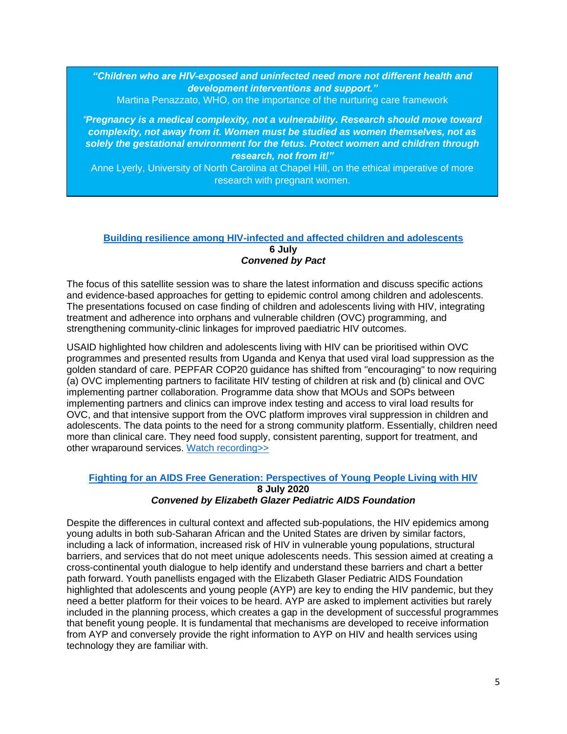> ***"Children who are HIV-exposed and uninfected need more not different health and development interventions and support."***
> Martina Penazzato, WHO, on the importance of the nurturing care framework
>
> ***"Pregnancy is a medical complexity, not a vulnerability. Research should move toward complexity, not away from it. Women must be studied as women themselves, not as solely the gestational environment for the fetus. Protect women and children through research, not from it!"***
> Anne Lyerly, University of North Carolina at Chapel Hill, on the ethical imperative of more research with pregnant women.

### Building resilience among HIV-infected and affected children and adolescents

**6 July**
***Convened by Pact***

The focus of this satellite session was to share the latest information and discuss specific actions and evidence-based approaches for getting to epidemic control among children and adolescents. The presentations focused on case finding of children and adolescents living with HIV, integrating treatment and adherence into orphans and vulnerable children (OVC) programming, and strengthening community-clinic linkages for improved paediatric HIV outcomes.

USAID highlighted how children and adolescents living with HIV can be prioritised within OVC programmes and presented results from Uganda and Kenya that used viral load suppression as the golden standard of care. PEPFAR COP20 guidance has shifted from "encouraging" to now requiring (a) OVC implementing partners to facilitate HIV testing of children at risk and (b) clinical and OVC implementing partner collaboration. Programme data show that MOUs and SOPs between implementing partners and clinics can improve index testing and access to viral load results for OVC, and that intensive support from the OVC platform improves viral suppression in children and adolescents. The data points to the need for a strong community platform. Essentially, children need more than clinical care. They need food supply, consistent parenting, support for treatment, and other wraparound services. Watch recording>>

### Fighting for an AIDS Free Generation: Perspectives of Young People Living with HIV

**8 July 2020**
***Convened by Elizabeth Glazer Pediatric AIDS Foundation***

Despite the differences in cultural context and affected sub-populations, the HIV epidemics among young adults in both sub-Saharan African and the United States are driven by similar factors, including a lack of information, increased risk of HIV in vulnerable young populations, structural barriers, and services that do not meet unique adolescents needs. This session aimed at creating a cross-continental youth dialogue to help identify and understand these barriers and chart a better path forward. Youth panellists engaged with the Elizabeth Glaser Pediatric AIDS Foundation highlighted that adolescents and young people (AYP) are key to ending the HIV pandemic, but they need a better platform for their voices to be heard. AYP are asked to implement activities but rarely included in the planning process, which creates a gap in the development of successful programmes that benefit young people. It is fundamental that mechanisms are developed to receive information from AYP and conversely provide the right information to AYP on HIV and health services using technology they are familiar with.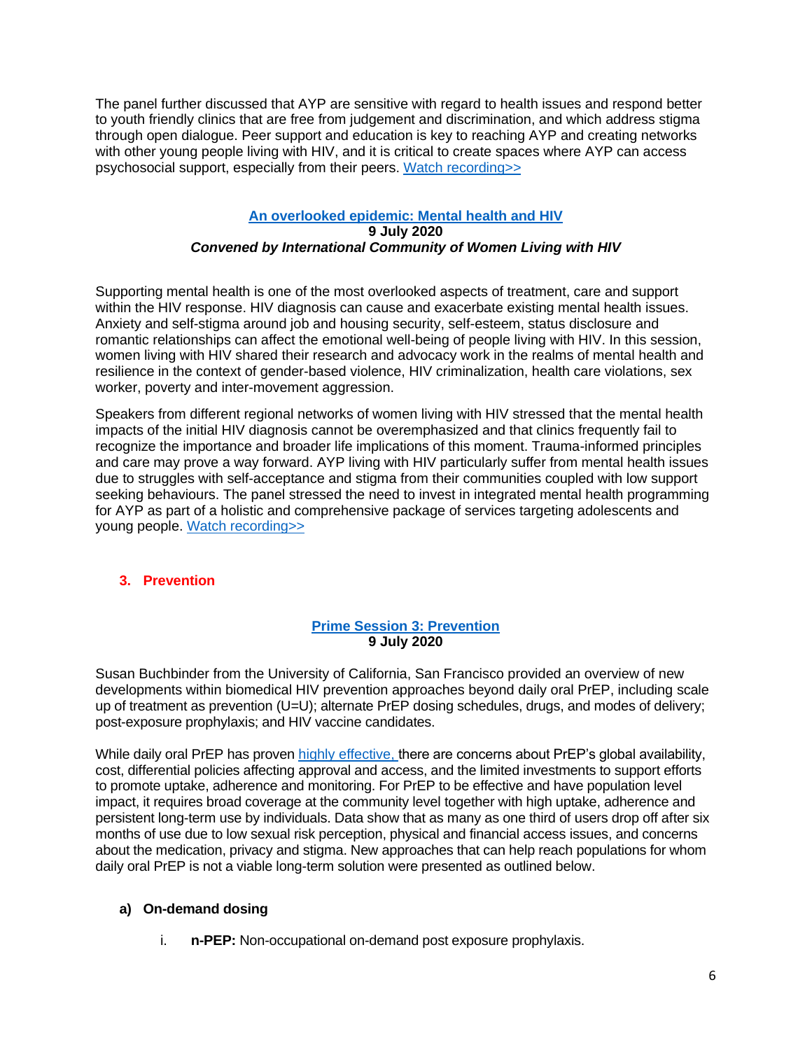The panel further discussed that AYP are sensitive with regard to health issues and respond better to youth friendly clinics that are free from judgement and discrimination, and which address stigma through open dialogue. Peer support and education is key to reaching AYP and creating networks with other young people living with HIV, and it is critical to create spaces where AYP can access psychosocial support, especially from their peers. [Watch recording>>]

### [An overlooked epidemic: Mental health and HIV]

**9 July 2020**

***Convened by International Community of Women Living with HIV***

Supporting mental health is one of the most overlooked aspects of treatment, care and support within the HIV response. HIV diagnosis can cause and exacerbate existing mental health issues. Anxiety and self-stigma around job and housing security, self-esteem, status disclosure and romantic relationships can affect the emotional well-being of people living with HIV. In this session, women living with HIV shared their research and advocacy work in the realms of mental health and resilience in the context of gender-based violence, HIV criminalization, health care violations, sex worker, poverty and inter-movement aggression.

Speakers from different regional networks of women living with HIV stressed that the mental health impacts of the initial HIV diagnosis cannot be overemphasized and that clinics frequently fail to recognize the importance and broader life implications of this moment. Trauma-informed principles and care may prove a way forward. AYP living with HIV particularly suffer from mental health issues due to struggles with self-acceptance and stigma from their communities coupled with low support seeking behaviours. The panel stressed the need to invest in integrated mental health programming for AYP as part of a holistic and comprehensive package of services targeting adolescents and young people. [Watch recording>>]

## 3. Prevention

### [Prime Session 3: Prevention]

**9 July 2020**

Susan Buchbinder from the University of California, San Francisco provided an overview of new developments within biomedical HIV prevention approaches beyond daily oral PrEP, including scale up of treatment as prevention (U=U); alternate PrEP dosing schedules, drugs, and modes of delivery; post-exposure prophylaxis; and HIV vaccine candidates.

While daily oral PrEP has proven [highly effective,] there are concerns about PrEP's global availability, cost, differential policies affecting approval and access, and the limited investments to support efforts to promote uptake, adherence and monitoring. For PrEP to be effective and have population level impact, it requires broad coverage at the community level together with high uptake, adherence and persistent long-term use by individuals. Data show that as many as one third of users drop off after six months of use due to low sexual risk perception, physical and financial access issues, and concerns about the medication, privacy and stigma. New approaches that can help reach populations for whom daily oral PrEP is not a viable long-term solution were presented as outlined below.

#### a) On-demand dosing

i. **n-PEP:** Non-occupational on-demand post exposure prophylaxis.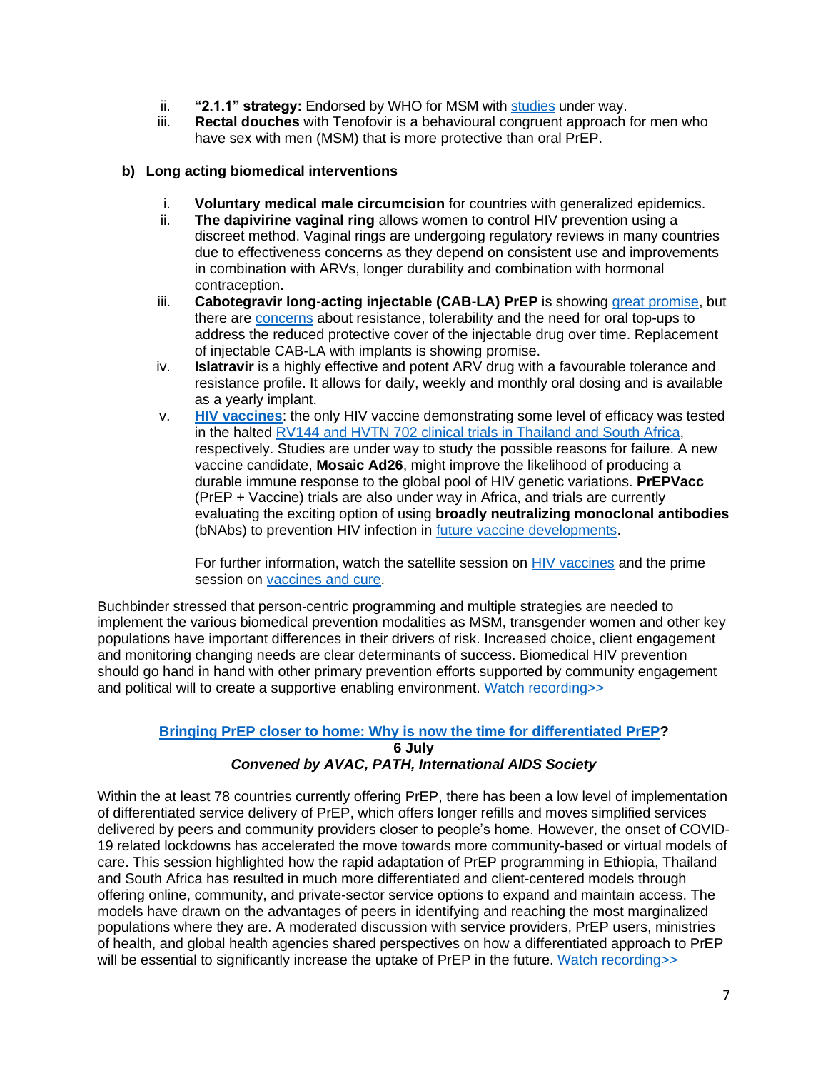ii. **"2.1.1" strategy:** Endorsed by WHO for MSM with [studies](#) under way.

iii. **Rectal douches** with Tenofovir is a behavioural congruent approach for men who have sex with men (MSM) that is more protective than oral PrEP.

**b) Long acting biomedical interventions**

i. **Voluntary medical male circumcision** for countries with generalized epidemics.

ii. **The dapivirine vaginal ring** allows women to control HIV prevention using a discreet method. Vaginal rings are undergoing regulatory reviews in many countries due to effectiveness concerns as they depend on consistent use and improvements in combination with ARVs, longer durability and combination with hormonal contraception.

iii. **Cabotegravir long-acting injectable (CAB-LA) PrEP** is showing [great promise](#), but there are [concerns](#) about resistance, tolerability and the need for oral top-ups to address the reduced protective cover of the injectable drug over time. Replacement of injectable CAB-LA with implants is showing promise.

iv. **Islatravir** is a highly effective and potent ARV drug with a favourable tolerance and resistance profile. It allows for daily, weekly and monthly oral dosing and is available as a yearly implant.

v. **[HIV vaccines](#)**: the only HIV vaccine demonstrating some level of efficacy was tested in the halted [RV144 and HVTN 702 clinical trials in Thailand and South Africa](#), respectively. Studies are under way to study the possible reasons for failure. A new vaccine candidate, **Mosaic Ad26**, might improve the likelihood of producing a durable immune response to the global pool of HIV genetic variations. **PrEPVacc** (PrEP + Vaccine) trials are also under way in Africa, and trials are currently evaluating the exciting option of using **broadly neutralizing monoclonal antibodies** (bNAbs) to prevention HIV infection in [future vaccine developments](#).

   For further information, watch the satellite session on [HIV vaccines](#) and the prime session on [vaccines and cure](#).

Buchbinder stressed that person-centric programming and multiple strategies are needed to implement the various biomedical prevention modalities as MSM, transgender women and other key populations have important differences in their drivers of risk. Increased choice, client engagement and monitoring changing needs are clear determinants of success. Biomedical HIV prevention should go hand in hand with other primary prevention efforts supported by community engagement and political will to create a supportive enabling environment. [Watch recording>>](#)

### [Bringing PrEP closer to home: Why is now the time for differentiated PrEP](#)?

**6 July**

***Convened by AVAC, PATH, International AIDS Society***

Within the at least 78 countries currently offering PrEP, there has been a low level of implementation of differentiated service delivery of PrEP, which offers longer refills and moves simplified services delivered by peers and community providers closer to people's home. However, the onset of COVID-19 related lockdowns has accelerated the move towards more community-based or virtual models of care. This session highlighted how the rapid adaptation of PrEP programming in Ethiopia, Thailand and South Africa has resulted in much more differentiated and client-centered models through offering online, community, and private-sector service options to expand and maintain access. The models have drawn on the advantages of peers in identifying and reaching the most marginalized populations where they are. A moderated discussion with service providers, PrEP users, ministries of health, and global health agencies shared perspectives on how a differentiated approach to PrEP will be essential to significantly increase the uptake of PrEP in the future. [Watch recording>>](#)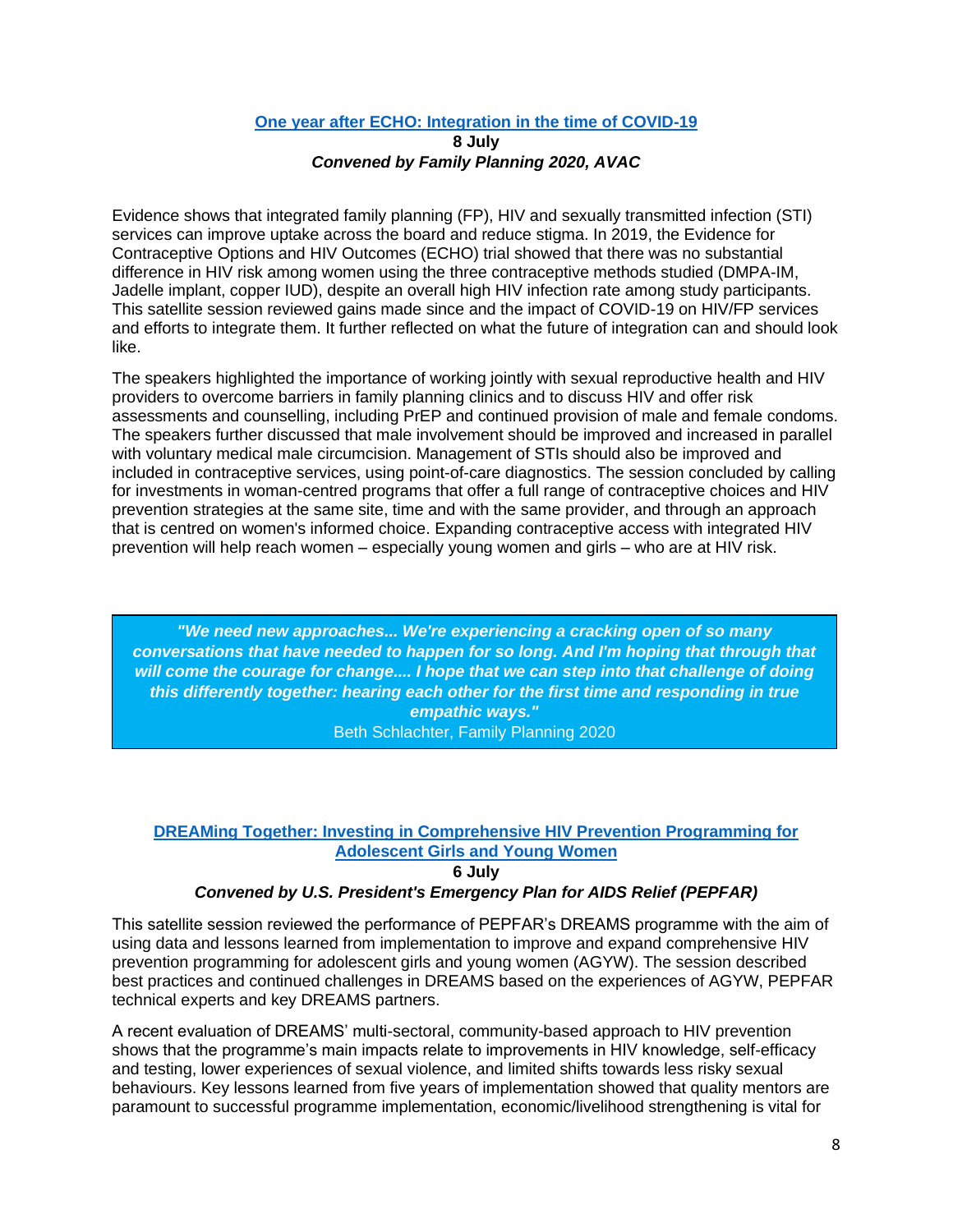### [One year after ECHO: Integration in the time of COVID-19]

**8 July**

***Convened by Family Planning 2020, AVAC***

Evidence shows that integrated family planning (FP), HIV and sexually transmitted infection (STI) services can improve uptake across the board and reduce stigma. In 2019, the Evidence for Contraceptive Options and HIV Outcomes (ECHO) trial showed that there was no substantial difference in HIV risk among women using the three contraceptive methods studied (DMPA-IM, Jadelle implant, copper IUD), despite an overall high HIV infection rate among study participants. This satellite session reviewed gains made since and the impact of COVID-19 on HIV/FP services and efforts to integrate them. It further reflected on what the future of integration can and should look like.

The speakers highlighted the importance of working jointly with sexual reproductive health and HIV providers to overcome barriers in family planning clinics and to discuss HIV and offer risk assessments and counselling, including PrEP and continued provision of male and female condoms. The speakers further discussed that male involvement should be improved and increased in parallel with voluntary medical male circumcision. Management of STIs should also be improved and included in contraceptive services, using point-of-care diagnostics. The session concluded by calling for investments in woman-centred programs that offer a full range of contraceptive choices and HIV prevention strategies at the same site, time and with the same provider, and through an approach that is centred on women's informed choice. Expanding contraceptive access with integrated HIV prevention will help reach women – especially young women and girls – who are at HIV risk.

> ***"We need new approaches... We're experiencing a cracking open of so many conversations that have needed to happen for so long. And I'm hoping that through that will come the courage for change.... I hope that we can step into that challenge of doing this differently together: hearing each other for the first time and responding in true empathic ways."***
>
> Beth Schlachter, Family Planning 2020

### [DREAMing Together: Investing in Comprehensive HIV Prevention Programming for Adolescent Girls and Young Women]

**6 July**

***Convened by U.S. President's Emergency Plan for AIDS Relief (PEPFAR)***

This satellite session reviewed the performance of PEPFAR's DREAMS programme with the aim of using data and lessons learned from implementation to improve and expand comprehensive HIV prevention programming for adolescent girls and young women (AGYW). The session described best practices and continued challenges in DREAMS based on the experiences of AGYW, PEPFAR technical experts and key DREAMS partners.

A recent evaluation of DREAMS' multi-sectoral, community-based approach to HIV prevention shows that the programme's main impacts relate to improvements in HIV knowledge, self-efficacy and testing, lower experiences of sexual violence, and limited shifts towards less risky sexual behaviours. Key lessons learned from five years of implementation showed that quality mentors are paramount to successful programme implementation, economic/livelihood strengthening is vital for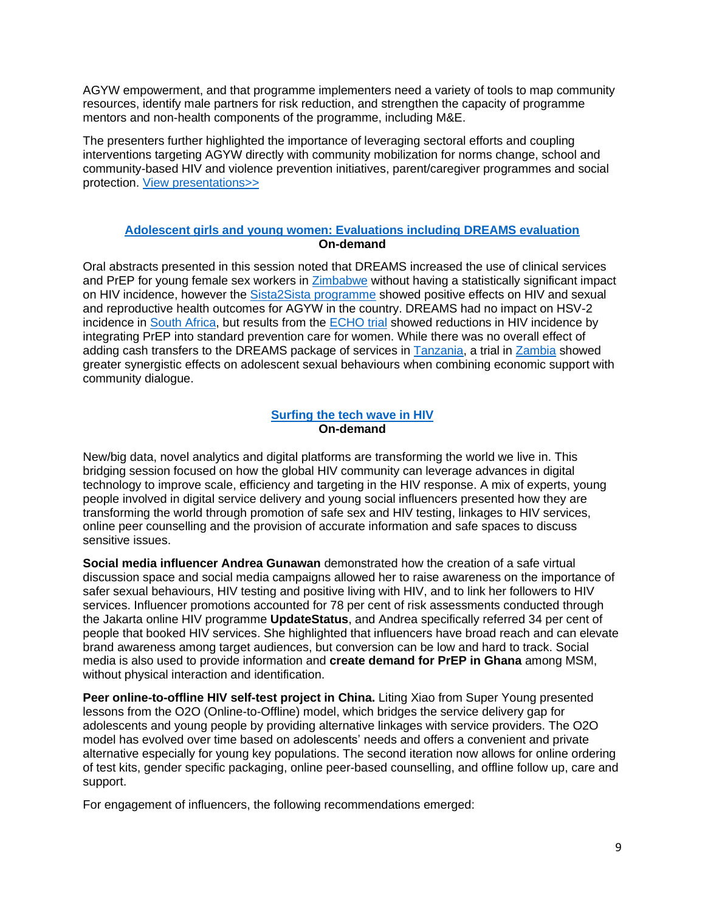AGYW empowerment, and that programme implementers need a variety of tools to map community resources, identify male partners for risk reduction, and strengthen the capacity of programme mentors and non-health components of the programme, including M&E.

The presenters further highlighted the importance of leveraging sectoral efforts and coupling interventions targeting AGYW directly with community mobilization for norms change, school and community-based HIV and violence prevention initiatives, parent/caregiver programmes and social protection. View presentations>>

### Adolescent girls and young women: Evaluations including DREAMS evaluation

**On-demand**

Oral abstracts presented in this session noted that DREAMS increased the use of clinical services and PrEP for young female sex workers in Zimbabwe without having a statistically significant impact on HIV incidence, however the Sista2Sista programme showed positive effects on HIV and sexual and reproductive health outcomes for AGYW in the country. DREAMS had no impact on HSV-2 incidence in South Africa, but results from the ECHO trial showed reductions in HIV incidence by integrating PrEP into standard prevention care for women. While there was no overall effect of adding cash transfers to the DREAMS package of services in Tanzania, a trial in Zambia showed greater synergistic effects on adolescent sexual behaviours when combining economic support with community dialogue.

### Surfing the tech wave in HIV

**On-demand**

New/big data, novel analytics and digital platforms are transforming the world we live in. This bridging session focused on how the global HIV community can leverage advances in digital technology to improve scale, efficiency and targeting in the HIV response. A mix of experts, young people involved in digital service delivery and young social influencers presented how they are transforming the world through promotion of safe sex and HIV testing, linkages to HIV services, online peer counselling and the provision of accurate information and safe spaces to discuss sensitive issues.

**Social media influencer Andrea Gunawan** demonstrated how the creation of a safe virtual discussion space and social media campaigns allowed her to raise awareness on the importance of safer sexual behaviours, HIV testing and positive living with HIV, and to link her followers to HIV services. Influencer promotions accounted for 78 per cent of risk assessments conducted through the Jakarta online HIV programme **UpdateStatus**, and Andrea specifically referred 34 per cent of people that booked HIV services. She highlighted that influencers have broad reach and can elevate brand awareness among target audiences, but conversion can be low and hard to track. Social media is also used to provide information and **create demand for PrEP in Ghana** among MSM, without physical interaction and identification.

**Peer online-to-offline HIV self-test project in China.** Liting Xiao from Super Young presented lessons from the O2O (Online-to-Offline) model, which bridges the service delivery gap for adolescents and young people by providing alternative linkages with service providers. The O2O model has evolved over time based on adolescents' needs and offers a convenient and private alternative especially for young key populations. The second iteration now allows for online ordering of test kits, gender specific packaging, online peer-based counselling, and offline follow up, care and support.

For engagement of influencers, the following recommendations emerged: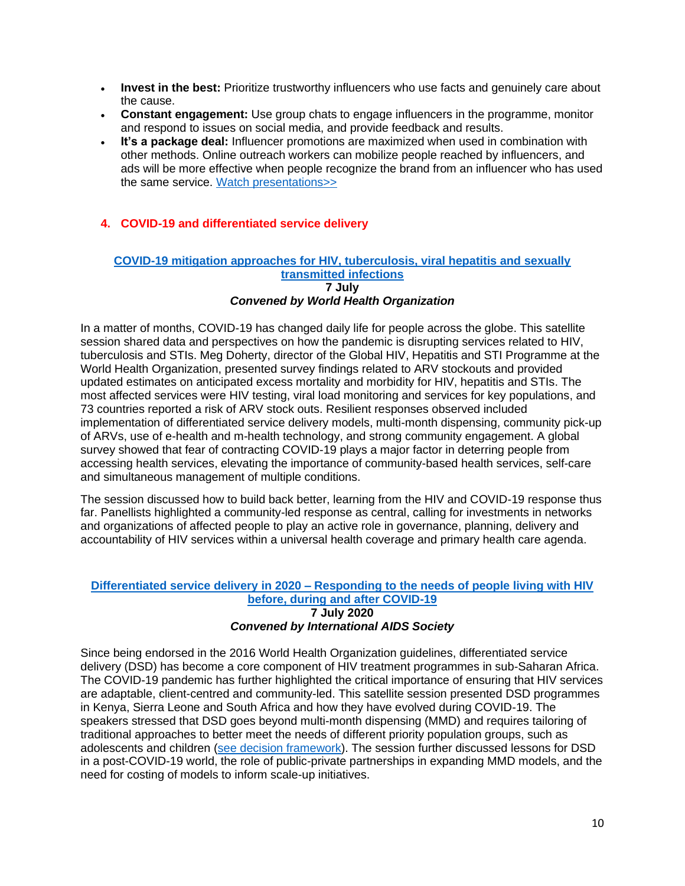- **Invest in the best:** Prioritize trustworthy influencers who use facts and genuinely care about the cause.
- **Constant engagement:** Use group chats to engage influencers in the programme, monitor and respond to issues on social media, and provide feedback and results.
- **It's a package deal:** Influencer promotions are maximized when used in combination with other methods. Online outreach workers can mobilize people reached by influencers, and ads will be more effective when people recognize the brand from an influencer who has used the same service. [Watch presentations>>]

## 4. COVID-19 and differentiated service delivery

### [COVID-19 mitigation approaches for HIV, tuberculosis, viral hepatitis and sexually transmitted infections]

**7 July**

***Convened by World Health Organization***

In a matter of months, COVID-19 has changed daily life for people across the globe. This satellite session shared data and perspectives on how the pandemic is disrupting services related to HIV, tuberculosis and STIs. Meg Doherty, director of the Global HIV, Hepatitis and STI Programme at the World Health Organization, presented survey findings related to ARV stockouts and provided updated estimates on anticipated excess mortality and morbidity for HIV, hepatitis and STIs. The most affected services were HIV testing, viral load monitoring and services for key populations, and 73 countries reported a risk of ARV stock outs. Resilient responses observed included implementation of differentiated service delivery models, multi-month dispensing, community pick-up of ARVs, use of e-health and m-health technology, and strong community engagement. A global survey showed that fear of contracting COVID-19 plays a major factor in deterring people from accessing health services, elevating the importance of community-based health services, self-care and simultaneous management of multiple conditions.

The session discussed how to build back better, learning from the HIV and COVID-19 response thus far. Panellists highlighted a community-led response as central, calling for investments in networks and organizations of affected people to play an active role in governance, planning, delivery and accountability of HIV services within a universal health coverage and primary health care agenda.

### [Differentiated service delivery in 2020 – Responding to the needs of people living with HIV before, during and after COVID-19]

**7 July 2020**

***Convened by International AIDS Society***

Since being endorsed in the 2016 World Health Organization guidelines, differentiated service delivery (DSD) has become a core component of HIV treatment programmes in sub-Saharan Africa. The COVID-19 pandemic has further highlighted the critical importance of ensuring that HIV services are adaptable, client-centred and community-led. This satellite session presented DSD programmes in Kenya, Sierra Leone and South Africa and how they have evolved during COVID-19. The speakers stressed that DSD goes beyond multi-month dispensing (MMD) and requires tailoring of traditional approaches to better meet the needs of different priority population groups, such as adolescents and children ([see decision framework]). The session further discussed lessons for DSD in a post-COVID-19 world, the role of public-private partnerships in expanding MMD models, and the need for costing of models to inform scale-up initiatives.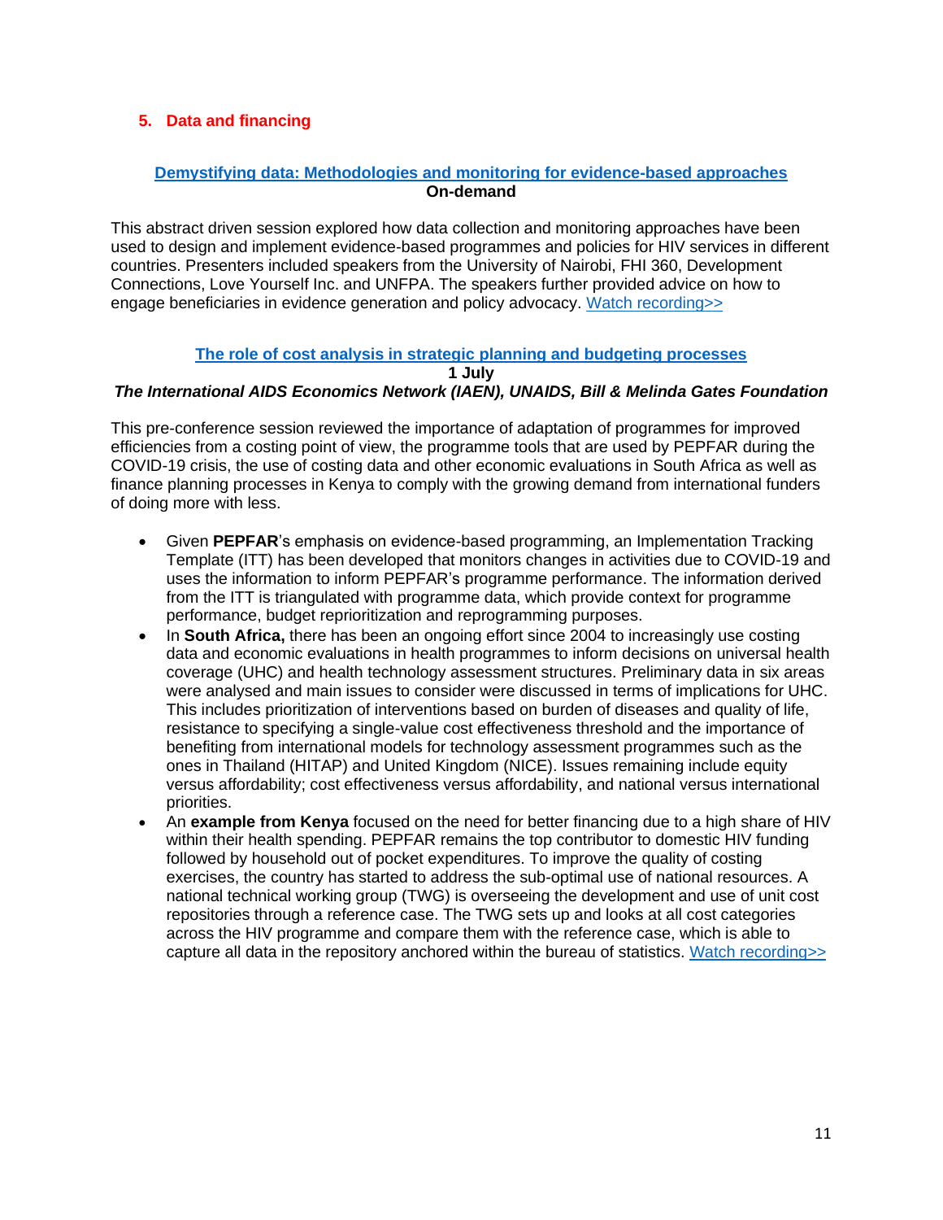## 5. Data and financing

**[Demystifying data: Methodologies and monitoring for evidence-based approaches]**
**On-demand**

This abstract driven session explored how data collection and monitoring approaches have been used to design and implement evidence-based programmes and policies for HIV services in different countries. Presenters included speakers from the University of Nairobi, FHI 360, Development Connections, Love Yourself Inc. and UNFPA. The speakers further provided advice on how to engage beneficiaries in evidence generation and policy advocacy. Watch recording>>

**[The role of cost analysis in strategic planning and budgeting processes]**
**1 July**
***The International AIDS Economics Network (IAEN), UNAIDS, Bill & Melinda Gates Foundation***

This pre-conference session reviewed the importance of adaptation of programmes for improved efficiencies from a costing point of view, the programme tools that are used by PEPFAR during the COVID-19 crisis, the use of costing data and other economic evaluations in South Africa as well as finance planning processes in Kenya to comply with the growing demand from international funders of doing more with less.

- Given **PEPFAR**'s emphasis on evidence-based programming, an Implementation Tracking Template (ITT) has been developed that monitors changes in activities due to COVID-19 and uses the information to inform PEPFAR's programme performance. The information derived from the ITT is triangulated with programme data, which provide context for programme performance, budget reprioritization and reprogramming purposes.
- In **South Africa,** there has been an ongoing effort since 2004 to increasingly use costing data and economic evaluations in health programmes to inform decisions on universal health coverage (UHC) and health technology assessment structures. Preliminary data in six areas were analysed and main issues to consider were discussed in terms of implications for UHC. This includes prioritization of interventions based on burden of diseases and quality of life, resistance to specifying a single-value cost effectiveness threshold and the importance of benefiting from international models for technology assessment programmes such as the ones in Thailand (HITAP) and United Kingdom (NICE). Issues remaining include equity versus affordability; cost effectiveness versus affordability, and national versus international priorities.
- An **example from Kenya** focused on the need for better financing due to a high share of HIV within their health spending. PEPFAR remains the top contributor to domestic HIV funding followed by household out of pocket expenditures. To improve the quality of costing exercises, the country has started to address the sub-optimal use of national resources. A national technical working group (TWG) is overseeing the development and use of unit cost repositories through a reference case. The TWG sets up and looks at all cost categories across the HIV programme and compare them with the reference case, which is able to capture all data in the repository anchored within the bureau of statistics. Watch recording>>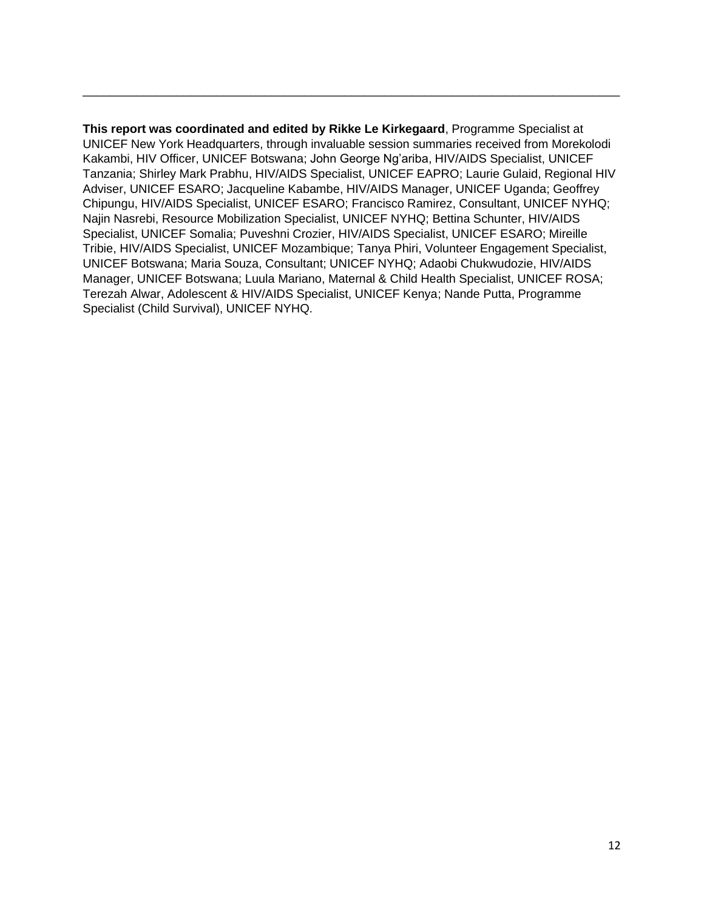---

**This report was coordinated and edited by Rikke Le Kirkegaard**, Programme Specialist at UNICEF New York Headquarters, through invaluable session summaries received from Morekolodi Kakambi, HIV Officer, UNICEF Botswana; John George Ng'ariba, HIV/AIDS Specialist, UNICEF Tanzania; Shirley Mark Prabhu, HIV/AIDS Specialist, UNICEF EAPRO; Laurie Gulaid, Regional HIV Adviser, UNICEF ESARO; Jacqueline Kabambe, HIV/AIDS Manager, UNICEF Uganda; Geoffrey Chipungu, HIV/AIDS Specialist, UNICEF ESARO; Francisco Ramirez, Consultant, UNICEF NYHQ; Najin Nasrebi, Resource Mobilization Specialist, UNICEF NYHQ; Bettina Schunter, HIV/AIDS Specialist, UNICEF Somalia; Puveshni Crozier, HIV/AIDS Specialist, UNICEF ESARO; Mireille Tribie, HIV/AIDS Specialist, UNICEF Mozambique; Tanya Phiri, Volunteer Engagement Specialist, UNICEF Botswana; Maria Souza, Consultant; UNICEF NYHQ; Adaobi Chukwudozie, HIV/AIDS Manager, UNICEF Botswana; Luula Mariano, Maternal & Child Health Specialist, UNICEF ROSA; Terezah Alwar, Adolescent & HIV/AIDS Specialist, UNICEF Kenya; Nande Putta, Programme Specialist (Child Survival), UNICEF NYHQ.